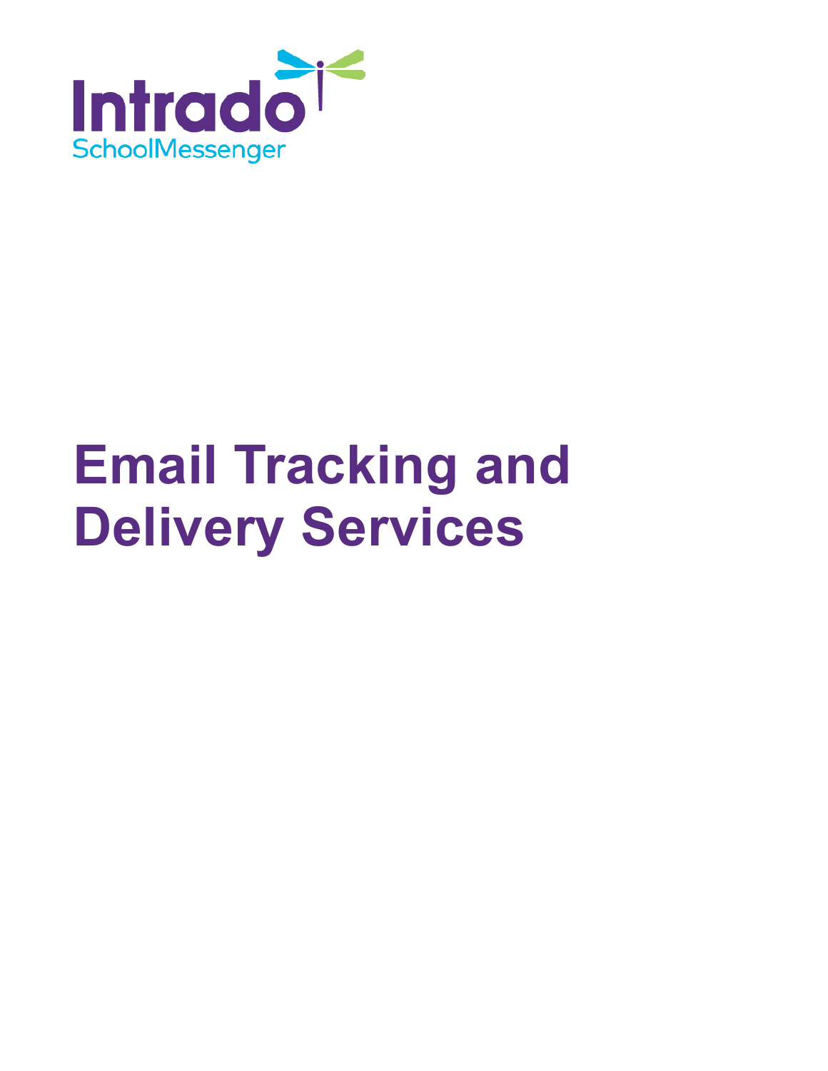Intrado

SchoolMessenger

# Email Tracking and Delivery Services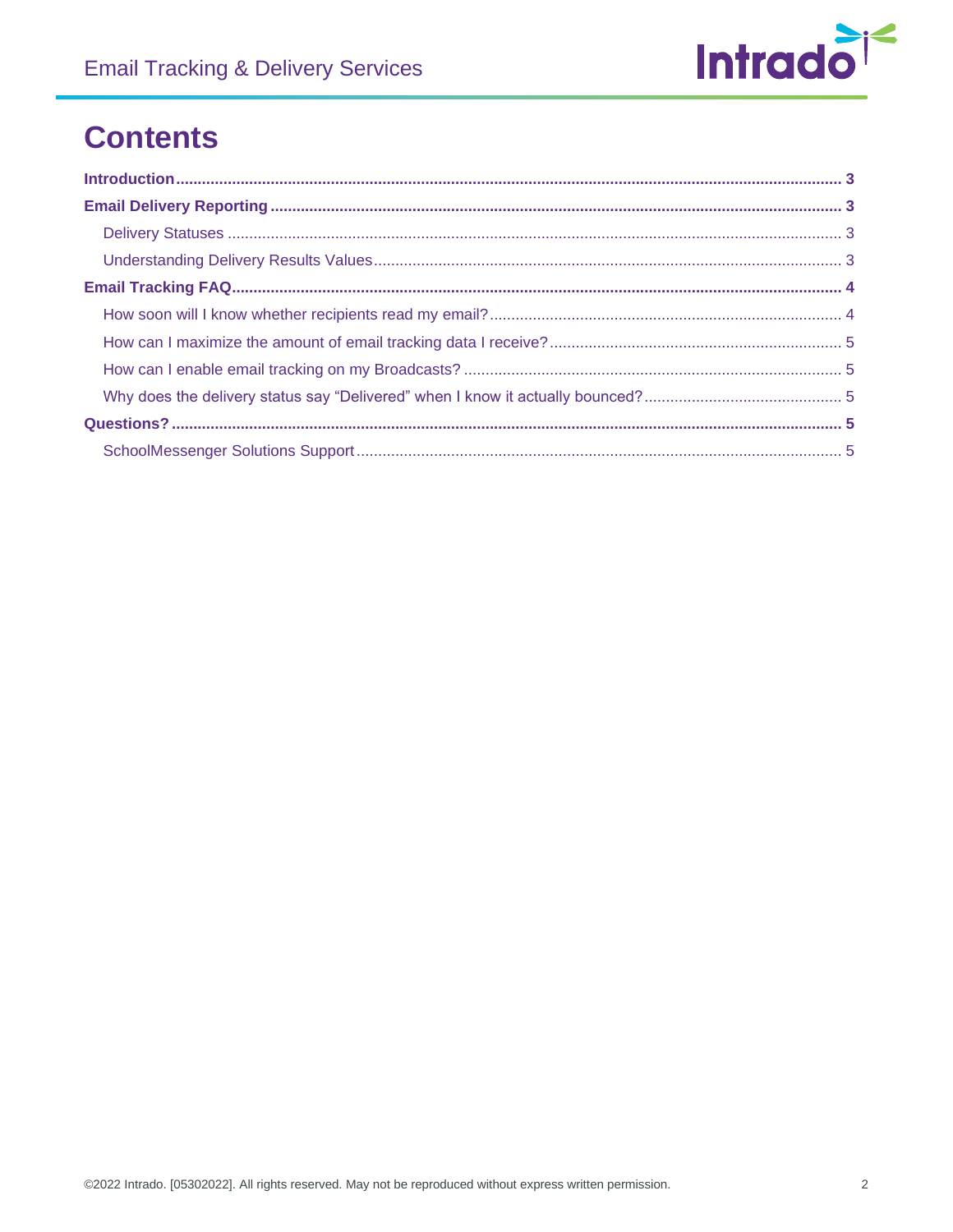# Contents

**Introduction** ........................................................................................................................................................ **3**

**Email Delivery Reporting** ....................................................................................................................................... **3**

- Delivery Statuses ........................................................................................................................................... 3
- Understanding Delivery Results Values .......................................................................................................... 3

**Email Tracking FAQ** .............................................................................................................................................. **4**

- How soon will I know whether recipients read my email? ................................................................................ 4
- How can I maximize the amount of email tracking data I receive? ................................................................... 5
- How can I enable email tracking on my Broadcasts? ....................................................................................... 5
- Why does the delivery status say “Delivered” when I know it actually bounced? ............................................. 5

**Questions?** .......................................................................................................................................................... **5**

- SchoolMessenger Solutions Support ................................................................................................................ 5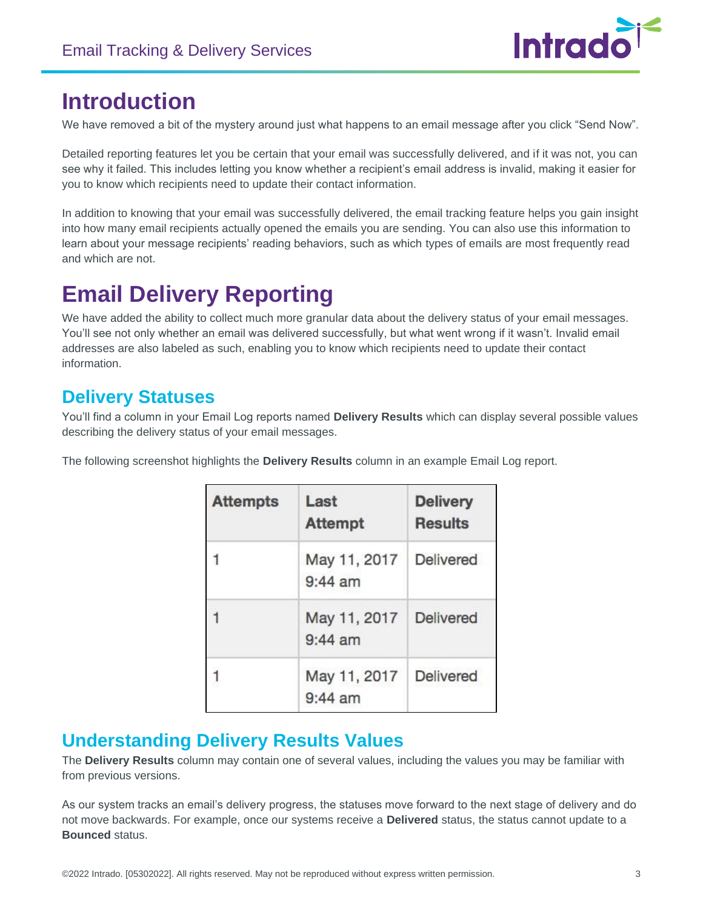# Introduction

We have removed a bit of the mystery around just what happens to an email message after you click "Send Now".

Detailed reporting features let you be certain that your email was successfully delivered, and if it was not, you can see why it failed. This includes letting you know whether a recipient's email address is invalid, making it easier for you to know which recipients need to update their contact information.

In addition to knowing that your email was successfully delivered, the email tracking feature helps you gain insight into how many email recipients actually opened the emails you are sending. You can also use this information to learn about your message recipients' reading behaviors, such as which types of emails are most frequently read and which are not.

# Email Delivery Reporting

We have added the ability to collect much more granular data about the delivery status of your email messages. You'll see not only whether an email was delivered successfully, but what went wrong if it wasn't. Invalid email addresses are also labeled as such, enabling you to know which recipients need to update their contact information.

## Delivery Statuses

You'll find a column in your Email Log reports named **Delivery Results** which can display several possible values describing the delivery status of your email messages.

The following screenshot highlights the **Delivery Results** column in an example Email Log report.

| Attempts | Last Attempt | Delivery Results |
|---|---|---|
| 1 | May 11, 2017 9:44 am | Delivered |
| 1 | May 11, 2017 9:44 am | Delivered |
| 1 | May 11, 2017 9:44 am | Delivered |

## Understanding Delivery Results Values

The **Delivery Results** column may contain one of several values, including the values you may be familiar with from previous versions.

As our system tracks an email's delivery progress, the statuses move forward to the next stage of delivery and do not move backwards. For example, once our systems receive a **Delivered** status, the status cannot update to a **Bounced** status.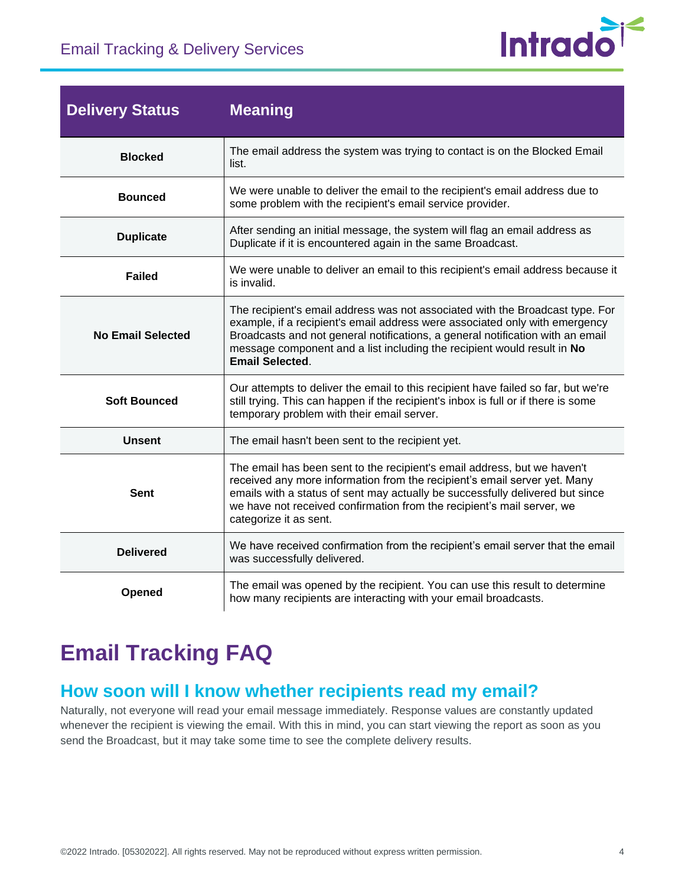| Delivery Status | Meaning |
|---|---|
| **Blocked** | The email address the system was trying to contact is on the Blocked Email list. |
| **Bounced** | We were unable to deliver the email to the recipient's email address due to some problem with the recipient's email service provider. |
| **Duplicate** | After sending an initial message, the system will flag an email address as Duplicate if it is encountered again in the same Broadcast. |
| **Failed** | We were unable to deliver an email to this recipient's email address because it is invalid. |
| **No Email Selected** | The recipient's email address was not associated with the Broadcast type. For example, if a recipient's email address were associated only with emergency Broadcasts and not general notifications, a general notification with an email message component and a list including the recipient would result in **No Email Selected**. |
| **Soft Bounced** | Our attempts to deliver the email to this recipient have failed so far, but we're still trying. This can happen if the recipient's inbox is full or if there is some temporary problem with their email server. |
| **Unsent** | The email hasn't been sent to the recipient yet. |
| **Sent** | The email has been sent to the recipient's email address, but we haven't received any more information from the recipient's email server yet. Many emails with a status of sent may actually be successfully delivered but since we have not received confirmation from the recipient's mail server, we categorize it as sent. |
| **Delivered** | We have received confirmation from the recipient's email server that the email was successfully delivered. |
| **Opened** | The email was opened by the recipient. You can use this result to determine how many recipients are interacting with your email broadcasts. |

# Email Tracking FAQ

## How soon will I know whether recipients read my email?

Naturally, not everyone will read your email message immediately. Response values are constantly updated whenever the recipient is viewing the email. With this in mind, you can start viewing the report as soon as you send the Broadcast, but it may take some time to see the complete delivery results.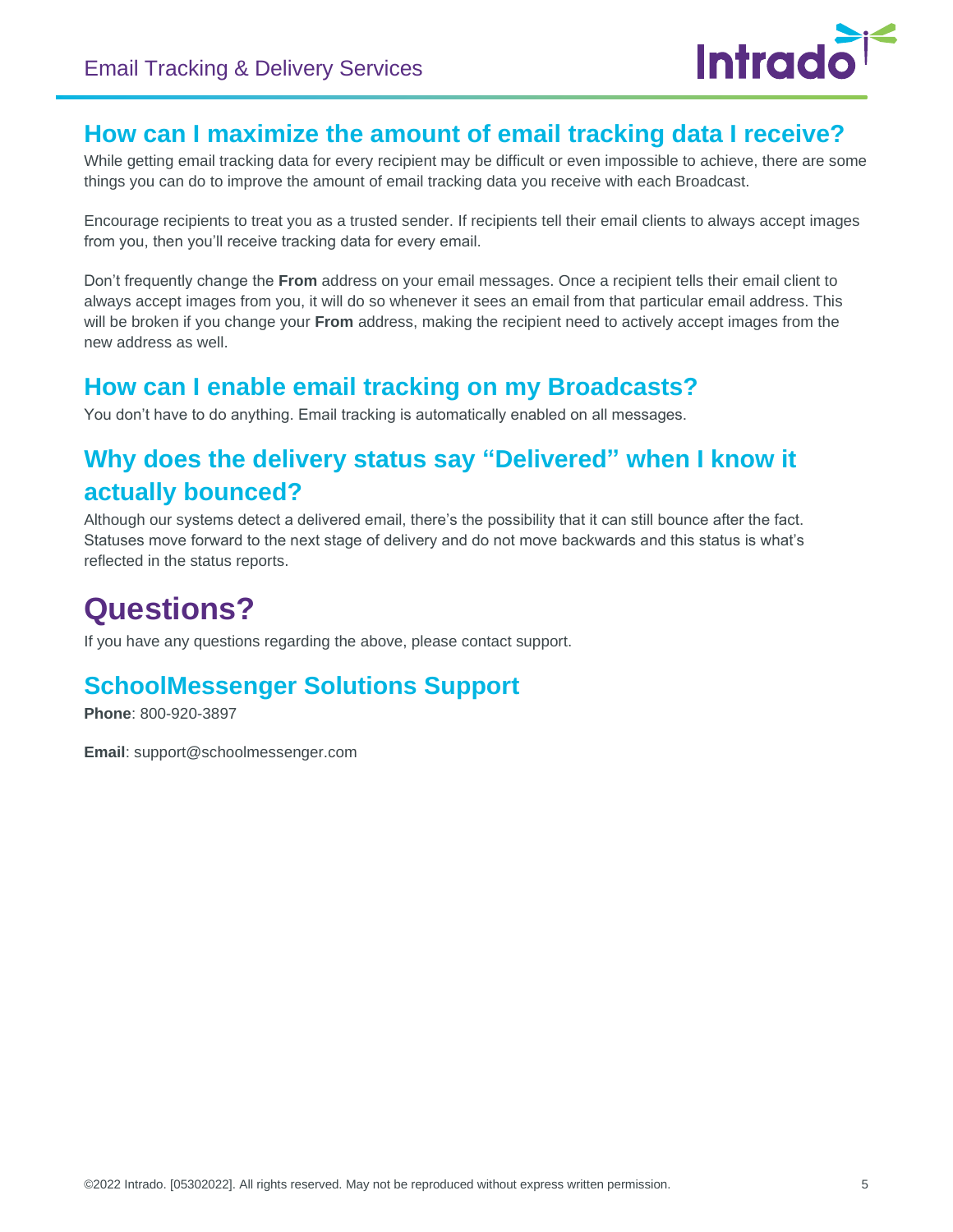## How can I maximize the amount of email tracking data I receive?

While getting email tracking data for every recipient may be difficult or even impossible to achieve, there are some things you can do to improve the amount of email tracking data you receive with each Broadcast.

Encourage recipients to treat you as a trusted sender. If recipients tell their email clients to always accept images from you, then you'll receive tracking data for every email.

Don't frequently change the **From** address on your email messages. Once a recipient tells their email client to always accept images from you, it will do so whenever it sees an email from that particular email address. This will be broken if you change your **From** address, making the recipient need to actively accept images from the new address as well.

## How can I enable email tracking on my Broadcasts?

You don't have to do anything. Email tracking is automatically enabled on all messages.

## Why does the delivery status say "Delivered" when I know it actually bounced?

Although our systems detect a delivered email, there's the possibility that it can still bounce after the fact. Statuses move forward to the next stage of delivery and do not move backwards and this status is what's reflected in the status reports.

# Questions?

If you have any questions regarding the above, please contact support.

## SchoolMessenger Solutions Support

**Phone**: 800-920-3897

**Email**: support@schoolmessenger.com

©2022 Intrado. [05302022]. All rights reserved. May not be reproduced without express written permission.